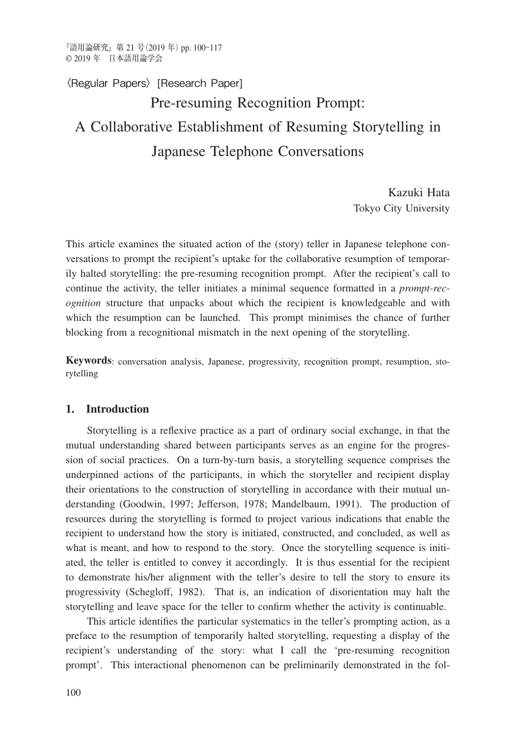〈Regular Papers〉 [Research Paper]

# Pre-resuming Recognition Prompt: A Collaborative Establishment of Resuming Storytelling in Japanese Telephone Conversations

Kazuki Hata
Tokyo City University

This article examines the situated action of the (story) teller in Japanese telephone conversations to prompt the recipient's uptake for the collaborative resumption of temporarily halted storytelling: the pre-resuming recognition prompt. After the recipient's call to continue the activity, the teller initiates a minimal sequence formatted in a *prompt-recognition* structure that unpacks about which the recipient is knowledgeable and with which the resumption can be launched. This prompt minimises the chance of further blocking from a recognitional mismatch in the next opening of the storytelling.

**Keywords**: conversation analysis, Japanese, progressivity, recognition prompt, resumption, storytelling

## 1. Introduction

Storytelling is a reflexive practice as a part of ordinary social exchange, in that the mutual understanding shared between participants serves as an engine for the progression of social practices. On a turn-by-turn basis, a storytelling sequence comprises the underpinned actions of the participants, in which the storyteller and recipient display their orientations to the construction of storytelling in accordance with their mutual understanding (Goodwin, 1997; Jefferson, 1978; Mandelbaum, 1991). The production of resources during the storytelling is formed to project various indications that enable the recipient to understand how the story is initiated, constructed, and concluded, as well as what is meant, and how to respond to the story. Once the storytelling sequence is initiated, the teller is entitled to convey it accordingly. It is thus essential for the recipient to demonstrate his/her alignment with the teller's desire to tell the story to ensure its progressivity (Schegloff, 1982). That is, an indication of disorientation may halt the storytelling and leave space for the teller to confirm whether the activity is continuable.

This article identifies the particular systematics in the teller's prompting action, as a preface to the resumption of temporarily halted storytelling, requesting a display of the recipient's understanding of the story: what I call the 'pre-resuming recognition prompt'. This interactional phenomenon can be preliminarily demonstrated in the fol-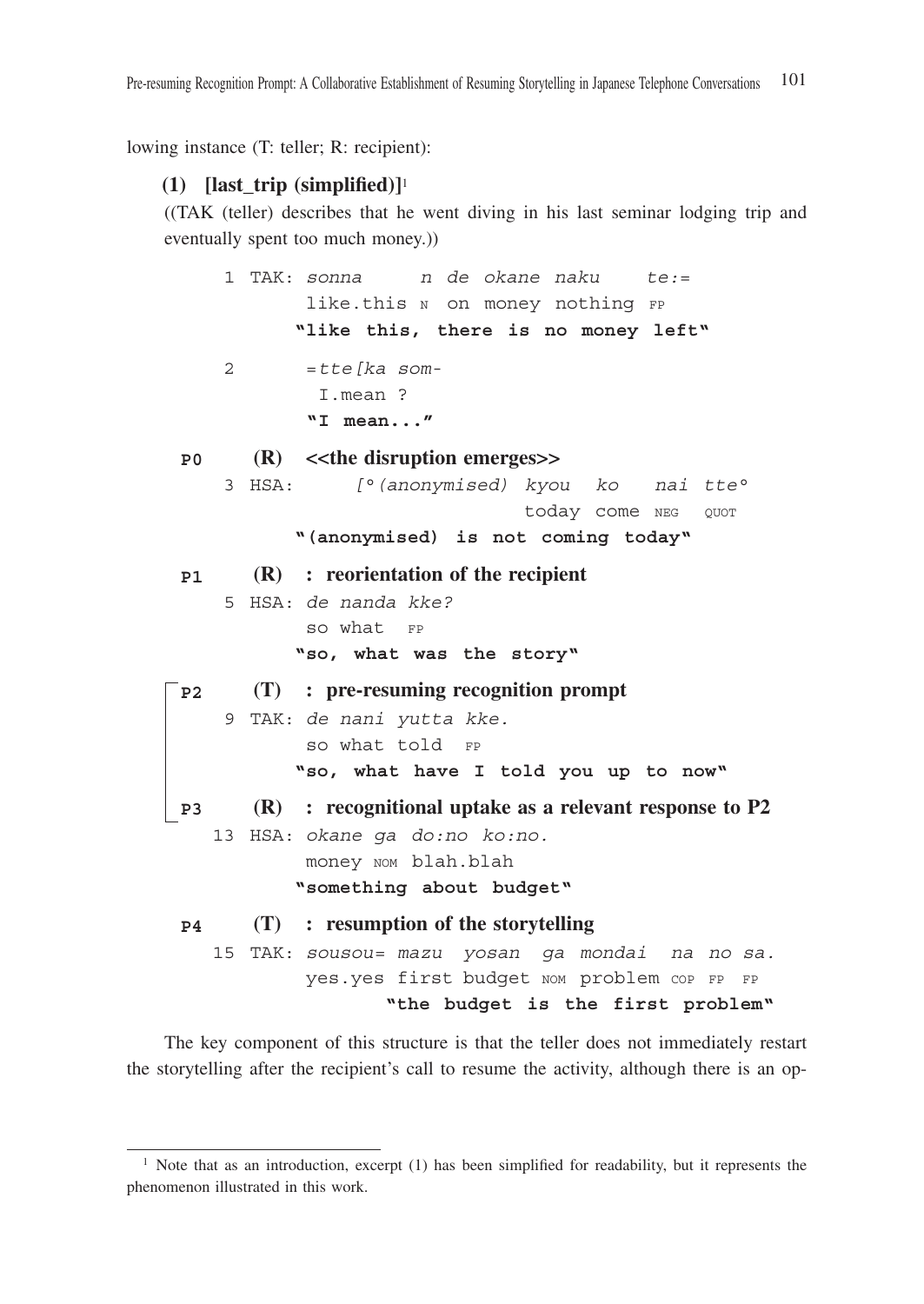lowing instance (T: teller; R: recipient):

**(1) [last_trip (simplified)]**[1]

((TAK (teller) describes that he went diving in his last seminar lodging trip and eventually spent too much money.))

```
     1 TAK: sonna      n de okane naku    te:=
            like.this N  on money nothing FP
           "like this, there is no money left"
     2       =tte[ka som-
              I.mean ?
             "I mean..."
P0      (R)  <<the disruption emerges>>
     3 HSA:      [°(anonymised) kyou  ko   nai tte°
                               today come NEG  QUOT
           "(anonymised) is not coming today"
P1      (R)  : reorientation of the recipient
     5 HSA: de nanda kke?
            so what  FP
           "so, what was the story"
P2      (T)  : pre-resuming recognition prompt
     9 TAK: de nani yutta kke.
            so what told  FP
           "so, what have I told you up to now"
P3      (R)  : recognitional uptake as a relevant response to P2
    13 HSA: okane ga do:no ko:no.
            money NOM blah.blah
           "something about budget"
P4      (T)  : resumption of the storytelling
    15 TAK: sousou= mazu  yosan  ga mondai  na no sa.
            yes.yes first budget NOM problem COP FP FP
                    "the budget is the first problem"
```

The key component of this structure is that the teller does not immediately restart the storytelling after the recipient's call to resume the activity, although there is an op-

[1] Note that as an introduction, excerpt (1) has been simplified for readability, but it represents the phenomenon illustrated in this work.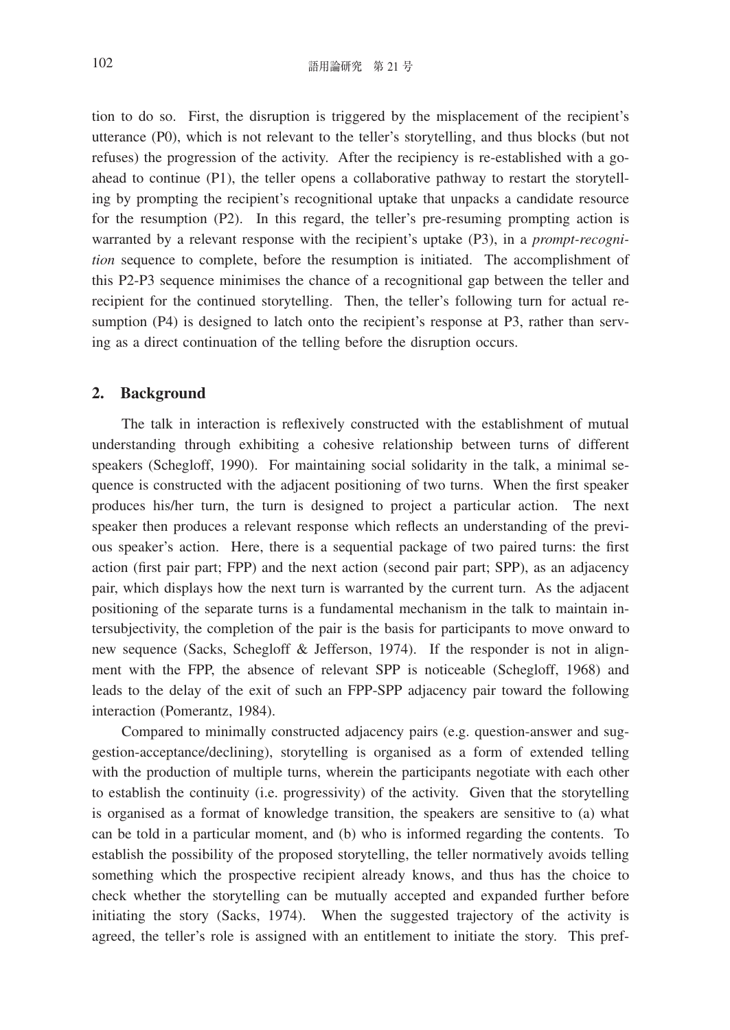tion to do so. First, the disruption is triggered by the misplacement of the recipient's utterance (P0), which is not relevant to the teller's storytelling, and thus blocks (but not refuses) the progression of the activity. After the recipiency is re-established with a go-ahead to continue (P1), the teller opens a collaborative pathway to restart the storytelling by prompting the recipient's recognitional uptake that unpacks a candidate resource for the resumption (P2). In this regard, the teller's pre-resuming prompting action is warranted by a relevant response with the recipient's uptake (P3), in a *prompt-recognition* sequence to complete, before the resumption is initiated. The accomplishment of this P2-P3 sequence minimises the chance of a recognitional gap between the teller and recipient for the continued storytelling. Then, the teller's following turn for actual resumption (P4) is designed to latch onto the recipient's response at P3, rather than serving as a direct continuation of the telling before the disruption occurs.

## 2. Background

The talk in interaction is reflexively constructed with the establishment of mutual understanding through exhibiting a cohesive relationship between turns of different speakers (Schegloff, 1990). For maintaining social solidarity in the talk, a minimal sequence is constructed with the adjacent positioning of two turns. When the first speaker produces his/her turn, the turn is designed to project a particular action. The next speaker then produces a relevant response which reflects an understanding of the previous speaker's action. Here, there is a sequential package of two paired turns: the first action (first pair part; FPP) and the next action (second pair part; SPP), as an adjacency pair, which displays how the next turn is warranted by the current turn. As the adjacent positioning of the separate turns is a fundamental mechanism in the talk to maintain intersubjectivity, the completion of the pair is the basis for participants to move onward to new sequence (Sacks, Schegloff & Jefferson, 1974). If the responder is not in alignment with the FPP, the absence of relevant SPP is noticeable (Schegloff, 1968) and leads to the delay of the exit of such an FPP-SPP adjacency pair toward the following interaction (Pomerantz, 1984).

Compared to minimally constructed adjacency pairs (e.g. question-answer and suggestion-acceptance/declining), storytelling is organised as a form of extended telling with the production of multiple turns, wherein the participants negotiate with each other to establish the continuity (i.e. progressivity) of the activity. Given that the storytelling is organised as a format of knowledge transition, the speakers are sensitive to (a) what can be told in a particular moment, and (b) who is informed regarding the contents. To establish the possibility of the proposed storytelling, the teller normatively avoids telling something which the prospective recipient already knows, and thus has the choice to check whether the storytelling can be mutually accepted and expanded further before initiating the story (Sacks, 1974). When the suggested trajectory of the activity is agreed, the teller's role is assigned with an entitlement to initiate the story. This pref-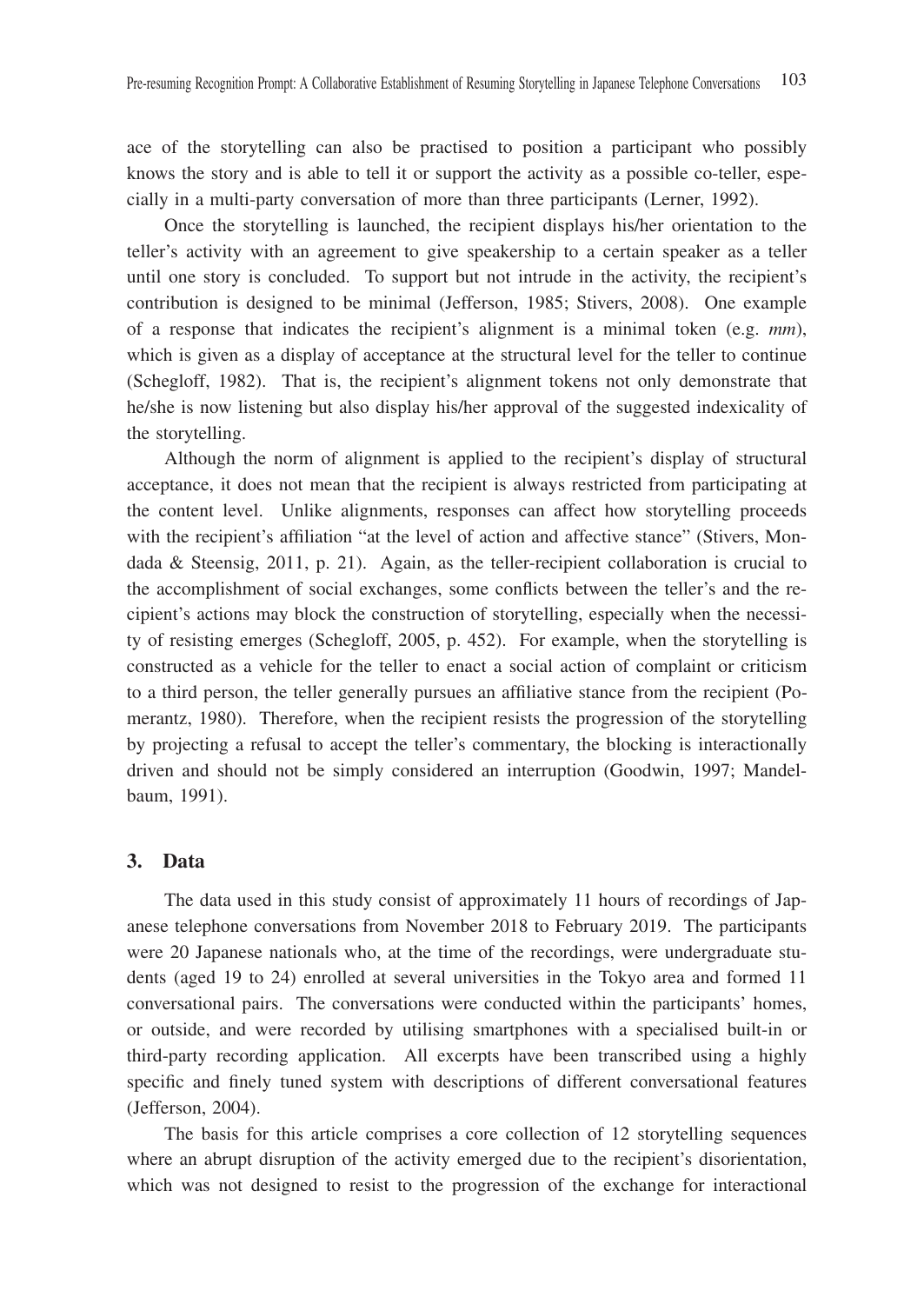ace of the storytelling can also be practised to position a participant who possibly knows the story and is able to tell it or support the activity as a possible co-teller, especially in a multi-party conversation of more than three participants (Lerner, 1992).

Once the storytelling is launched, the recipient displays his/her orientation to the teller's activity with an agreement to give speakership to a certain speaker as a teller until one story is concluded. To support but not intrude in the activity, the recipient's contribution is designed to be minimal (Jefferson, 1985; Stivers, 2008). One example of a response that indicates the recipient's alignment is a minimal token (e.g. *mm*), which is given as a display of acceptance at the structural level for the teller to continue (Schegloff, 1982). That is, the recipient's alignment tokens not only demonstrate that he/she is now listening but also display his/her approval of the suggested indexicality of the storytelling.

Although the norm of alignment is applied to the recipient's display of structural acceptance, it does not mean that the recipient is always restricted from participating at the content level. Unlike alignments, responses can affect how storytelling proceeds with the recipient's affiliation "at the level of action and affective stance" (Stivers, Mondada & Steensig, 2011, p. 21). Again, as the teller-recipient collaboration is crucial to the accomplishment of social exchanges, some conflicts between the teller's and the recipient's actions may block the construction of storytelling, especially when the necessity of resisting emerges (Schegloff, 2005, p. 452). For example, when the storytelling is constructed as a vehicle for the teller to enact a social action of complaint or criticism to a third person, the teller generally pursues an affiliative stance from the recipient (Pomerantz, 1980). Therefore, when the recipient resists the progression of the storytelling by projecting a refusal to accept the teller's commentary, the blocking is interactionally driven and should not be simply considered an interruption (Goodwin, 1997; Mandelbaum, 1991).

## 3. Data

The data used in this study consist of approximately 11 hours of recordings of Japanese telephone conversations from November 2018 to February 2019. The participants were 20 Japanese nationals who, at the time of the recordings, were undergraduate students (aged 19 to 24) enrolled at several universities in the Tokyo area and formed 11 conversational pairs. The conversations were conducted within the participants' homes, or outside, and were recorded by utilising smartphones with a specialised built-in or third-party recording application. All excerpts have been transcribed using a highly specific and finely tuned system with descriptions of different conversational features (Jefferson, 2004).

The basis for this article comprises a core collection of 12 storytelling sequences where an abrupt disruption of the activity emerged due to the recipient's disorientation, which was not designed to resist to the progression of the exchange for interactional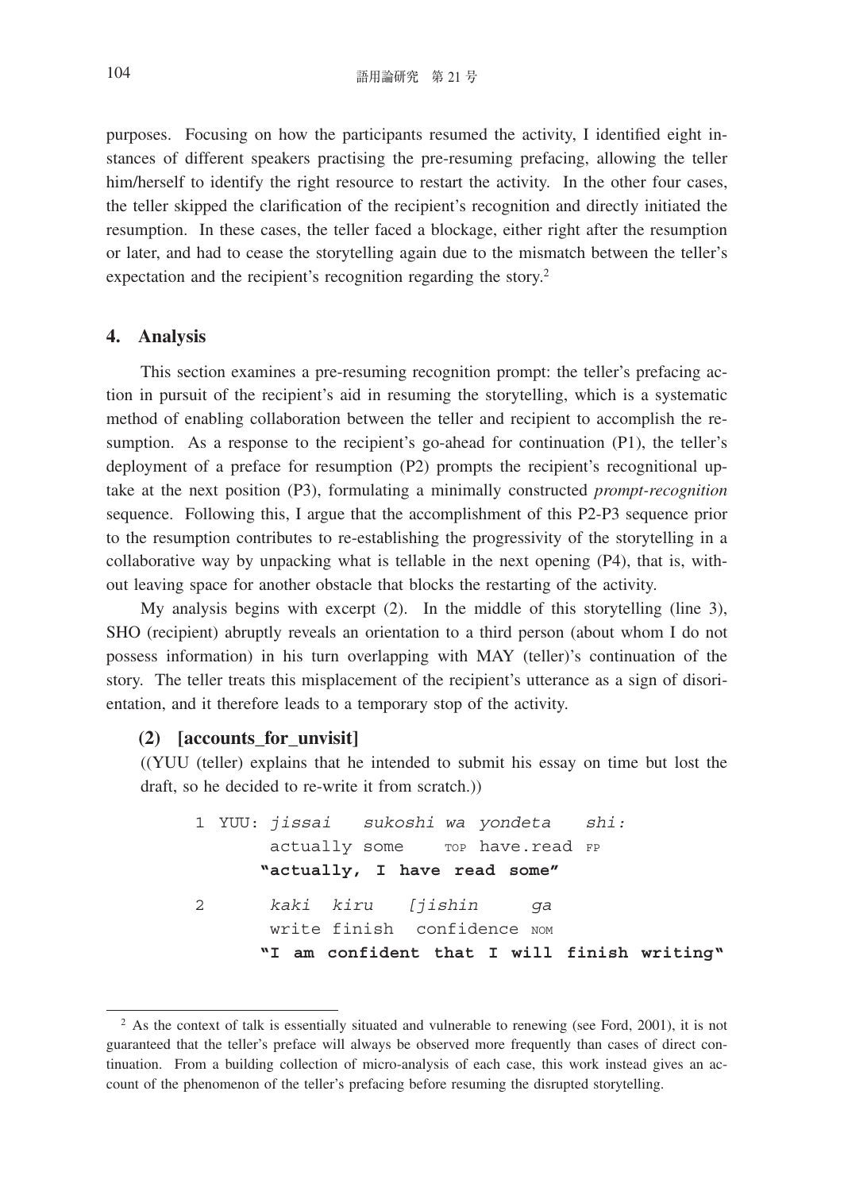purposes. Focusing on how the participants resumed the activity, I identified eight instances of different speakers practising the pre-resuming prefacing, allowing the teller him/herself to identify the right resource to restart the activity. In the other four cases, the teller skipped the clarification of the recipient's recognition and directly initiated the resumption. In these cases, the teller faced a blockage, either right after the resumption or later, and had to cease the storytelling again due to the mismatch between the teller's expectation and the recipient's recognition regarding the story.[2]

## 4. Analysis

This section examines a pre-resuming recognition prompt: the teller's prefacing action in pursuit of the recipient's aid in resuming the storytelling, which is a systematic method of enabling collaboration between the teller and recipient to accomplish the resumption. As a response to the recipient's go-ahead for continuation (P1), the teller's deployment of a preface for resumption (P2) prompts the recipient's recognitional uptake at the next position (P3), formulating a minimally constructed *prompt-recognition* sequence. Following this, I argue that the accomplishment of this P2-P3 sequence prior to the resumption contributes to re-establishing the progressivity of the storytelling in a collaborative way by unpacking what is tellable in the next opening (P4), that is, without leaving space for another obstacle that blocks the restarting of the activity.

My analysis begins with excerpt (2). In the middle of this storytelling (line 3), SHO (recipient) abruptly reveals an orientation to a third person (about whom I do not possess information) in his turn overlapping with MAY (teller)'s continuation of the story. The teller treats this misplacement of the recipient's utterance as a sign of disorientation, and it therefore leads to a temporary stop of the activity.

**(2) [accounts_for_unvisit]**

((YUU (teller) explains that he intended to submit his essay on time but lost the draft, so he decided to re-write it from scratch.))

```
1 YUU: jissai   sukoshi wa yondeta   shi:
       actually some    TOP have.read FP
      "actually, I have read some"
2      kaki  kiru   [jishin     ga
       write finish  confidence NOM
      "I am confident that I will finish writing"
```

---

[2] As the context of talk is essentially situated and vulnerable to renewing (see Ford, 2001), it is not guaranteed that the teller's preface will always be observed more frequently than cases of direct continuation. From a building collection of micro-analysis of each case, this work instead gives an account of the phenomenon of the teller's prefacing before resuming the disrupted storytelling.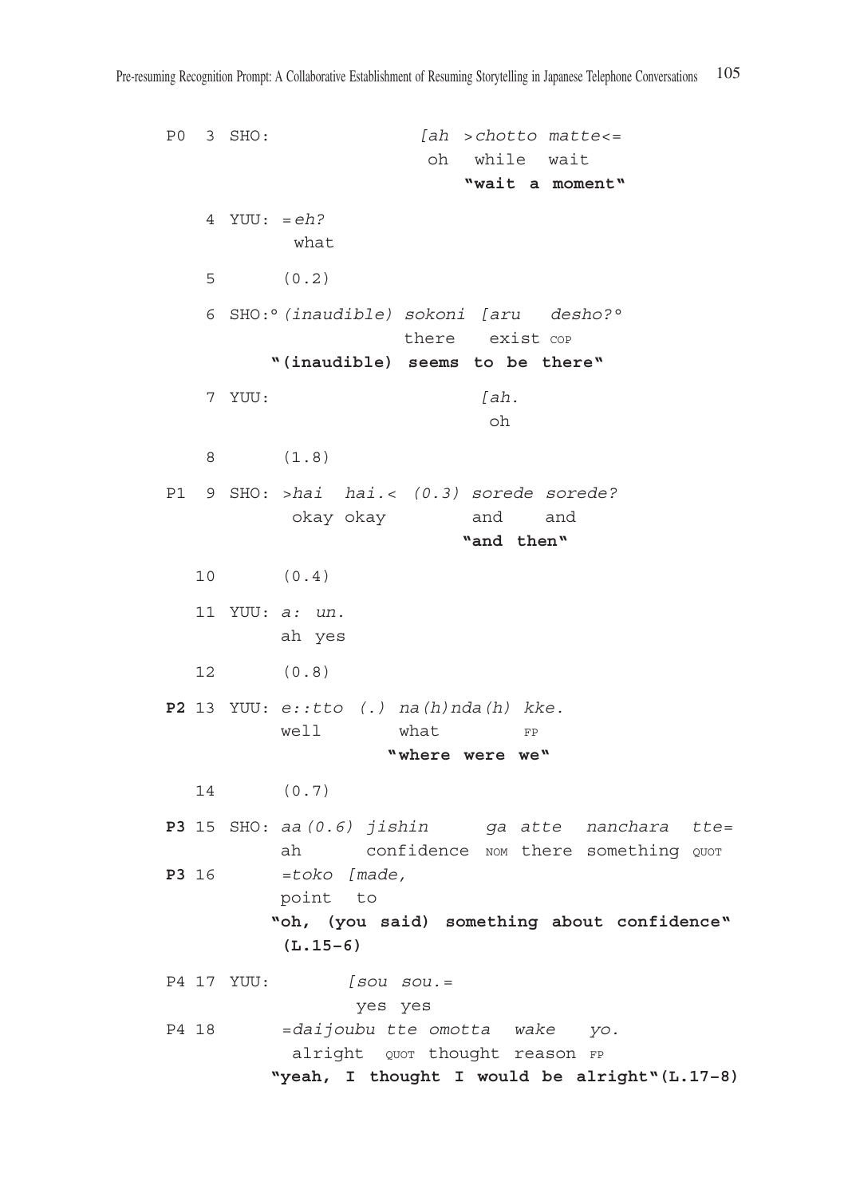```
P0  3 SHO:              [ah >chotto matte<=
                          oh  while  wait
                              "wait a moment"

    4 YUU: =eh?
             what

    5      (0.2)

    6 SHO:°(inaudible) sokoni [aru   desho?°
                        there    exist COP
          "(inaudible) seems to be there"

    7 YUU:                       [ah.
                                  oh

    8      (1.8)

P1  9 SHO: >hai  hai.< (0.3) sorede sorede?
            okay okay         and    and
                              "and then"

   10      (0.4)

   11 YUU: a: un.
           ah yes

   12      (0.8)

P2 13 YUU: e::tto (.) na(h)nda(h) kke.
           well        what        FP
                        "where were we"

   14      (0.7)

P3 15 SHO: aa(0.6) jishin      ga atte  nanchara  tte=
           ah      confidence NOM there something QUOT
P3 16      =toko [made,
           point  to
          "oh, (you said) something about confidence"
           (L.15-6)

P4 17 YUU:        [sou sou.=
                   yes yes
P4 18      =daijoubu tte omotta  wake   yo.
            alright QUOT thought reason FP
          "yeah, I thought I would be alright"(L.17-8)
```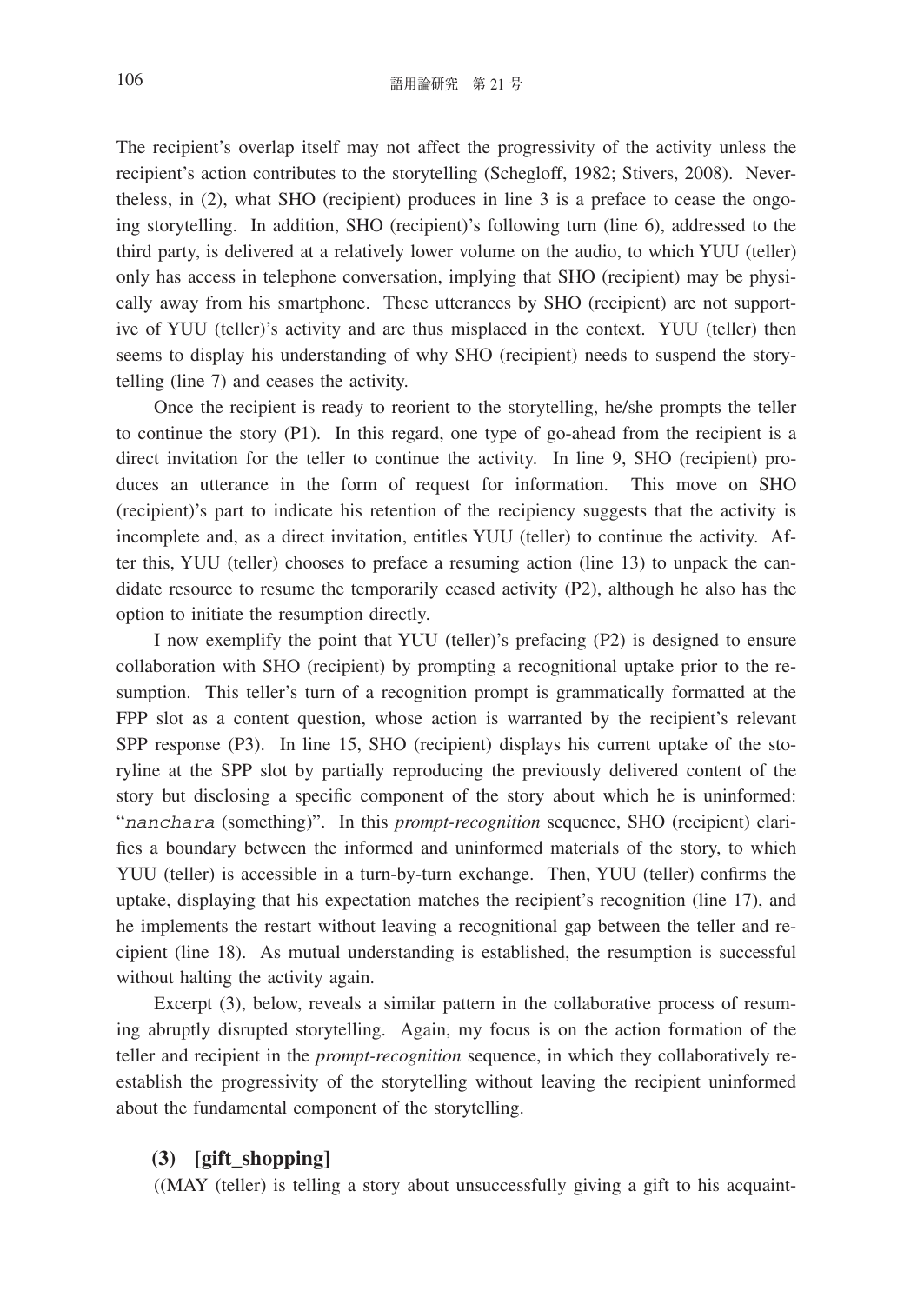The recipient's overlap itself may not affect the progressivity of the activity unless the recipient's action contributes to the storytelling (Schegloff, 1982; Stivers, 2008). Nevertheless, in (2), what SHO (recipient) produces in line 3 is a preface to cease the ongoing storytelling. In addition, SHO (recipient)'s following turn (line 6), addressed to the third party, is delivered at a relatively lower volume on the audio, to which YUU (teller) only has access in telephone conversation, implying that SHO (recipient) may be physically away from his smartphone. These utterances by SHO (recipient) are not supportive of YUU (teller)'s activity and are thus misplaced in the context. YUU (teller) then seems to display his understanding of why SHO (recipient) needs to suspend the storytelling (line 7) and ceases the activity.

Once the recipient is ready to reorient to the storytelling, he/she prompts the teller to continue the story (P1). In this regard, one type of go-ahead from the recipient is a direct invitation for the teller to continue the activity. In line 9, SHO (recipient) produces an utterance in the form of request for information. This move on SHO (recipient)'s part to indicate his retention of the recipiency suggests that the activity is incomplete and, as a direct invitation, entitles YUU (teller) to continue the activity. After this, YUU (teller) chooses to preface a resuming action (line 13) to unpack the candidate resource to resume the temporarily ceased activity (P2), although he also has the option to initiate the resumption directly.

I now exemplify the point that YUU (teller)'s prefacing (P2) is designed to ensure collaboration with SHO (recipient) by prompting a recognitional uptake prior to the resumption. This teller's turn of a recognition prompt is grammatically formatted at the FPP slot as a content question, whose action is warranted by the recipient's relevant SPP response (P3). In line 15, SHO (recipient) displays his current uptake of the storyline at the SPP slot by partially reproducing the previously delivered content of the story but disclosing a specific component of the story about which he is uninformed: "`nanchara` (something)". In this *prompt-recognition* sequence, SHO (recipient) clarifies a boundary between the informed and uninformed materials of the story, to which YUU (teller) is accessible in a turn-by-turn exchange. Then, YUU (teller) confirms the uptake, displaying that his expectation matches the recipient's recognition (line 17), and he implements the restart without leaving a recognitional gap between the teller and recipient (line 18). As mutual understanding is established, the resumption is successful without halting the activity again.

Excerpt (3), below, reveals a similar pattern in the collaborative process of resuming abruptly disrupted storytelling. Again, my focus is on the action formation of the teller and recipient in the *prompt-recognition* sequence, in which they collaboratively reestablish the progressivity of the storytelling without leaving the recipient uninformed about the fundamental component of the storytelling.

### (3) [gift_shopping]

((MAY (teller) is telling a story about unsuccessfully giving a gift to his acquaint-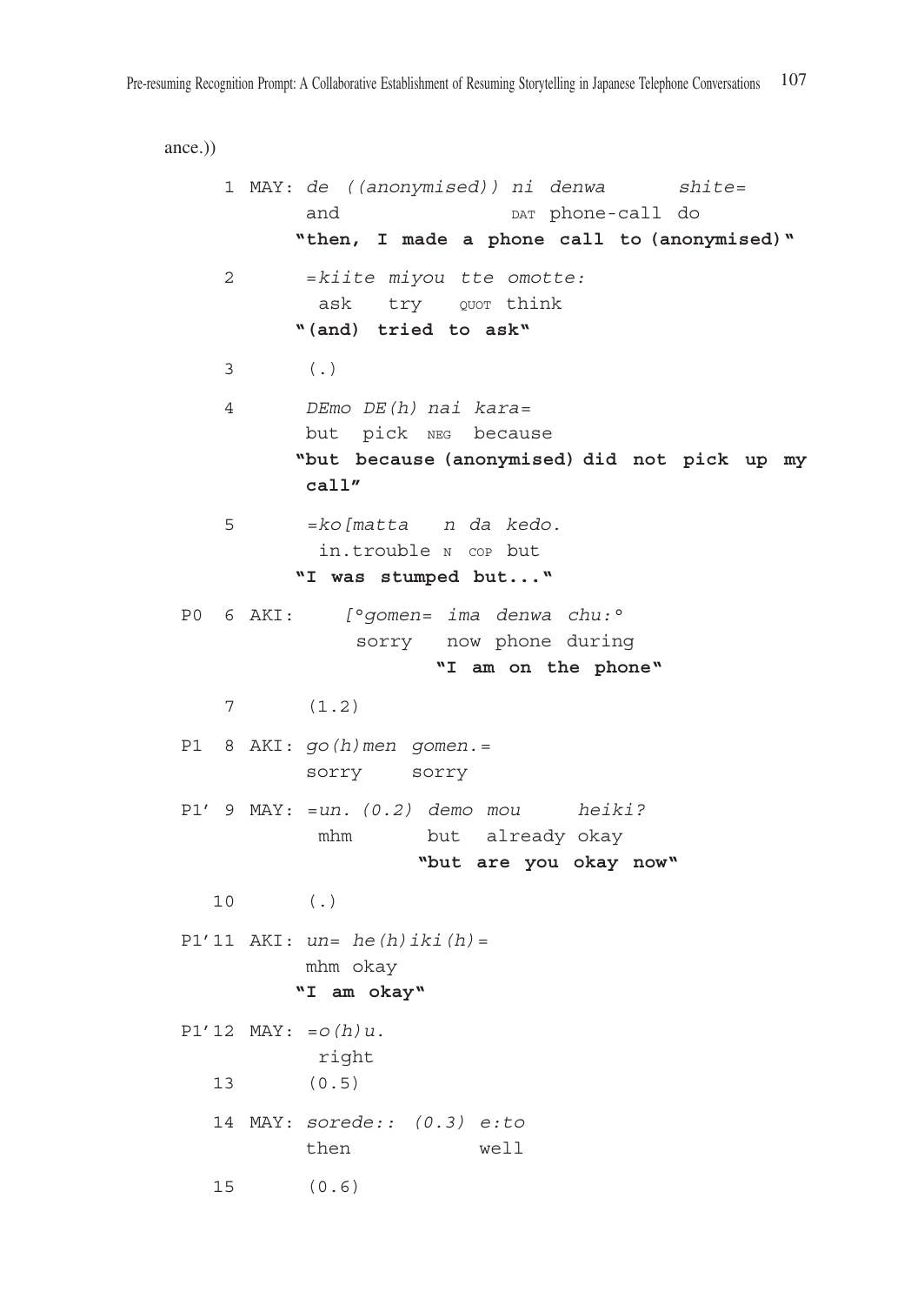ance.))

```
     1 MAY: de  ((anonymised)) ni  denwa       shite=
            and                DAT phone-call  do
           "then, I made a phone call to (anonymised)"

     2       =kiite miyou tte omotte:
              ask   try   QUOT think
           "(and) tried to ask"

     3       (.)

     4       DEmo DE(h) nai kara=
             but  pick NEG  because
           "but because (anonymised) did not pick up my
            call"

     5       =ko[matta   n da kedo.
              in.trouble N COP but
           "I was stumped but..."

 P0  6 AKI:    [°gomen= ima denwa chu:°
                sorry   now phone during
                       "I am on the phone"

     7       (1.2)

 P1  8 AKI: go(h)men gomen.=
            sorry    sorry

 P1' 9 MAY: =un. (0.2) demo mou     heiki?
             mhm       but  already okay
                      "but are you okay now"

    10       (.)

 P1'11 AKI: un= he(h)iki(h)=
            mhm okay
           "I am okay"

 P1'12 MAY: =o(h)u.
             right
    13       (0.5)

    14 MAY: sorede:: (0.3) e:to
            then           well

    15       (0.6)
```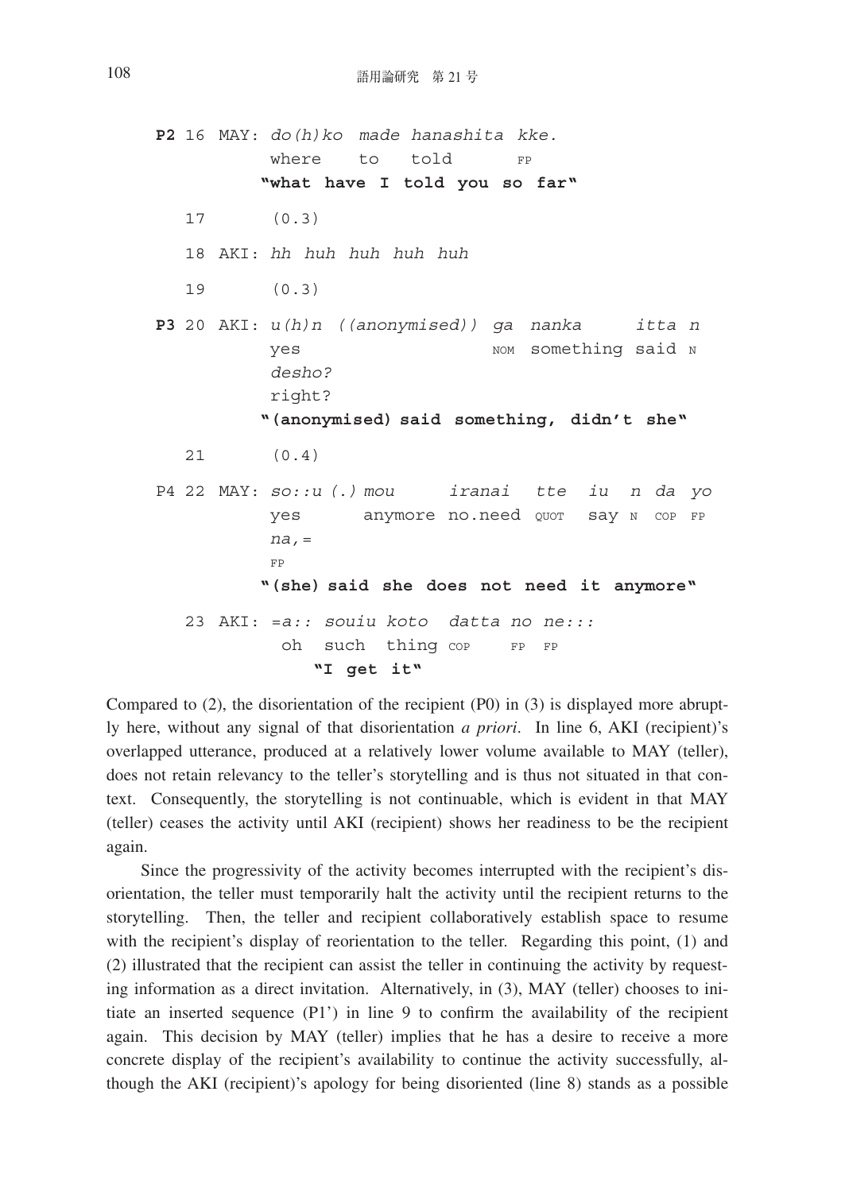```
P2 16 MAY: do(h)ko  made  hanashita  kke.
           where    to    told       FP
           "what have I told you so far"

   17      (0.3)

   18 AKI: hh huh huh huh huh

   19      (0.3)

P3 20 AKI: u(h)n ((anonymised)) ga  nanka     itta n
           yes                  NOM something said N
           desho?
           right?
           "(anonymised) said something, didn't she"

   21      (0.4)

P4 22 MAY: so::u (.) mou      iranai  tte   iu  n da yo
           yes       anymore  no.need QUOT  say N COP FP
           na,=
           FP
           "(she) said she does not need it anymore"

   23 AKI: =a:: souiu koto  datta no ne:::
            oh   such  thing COP   FP FP
               "I get it"
```

Compared to (2), the disorientation of the recipient (P0) in (3) is displayed more abruptly here, without any signal of that disorientation *a priori*. In line 6, AKI (recipient)'s overlapped utterance, produced at a relatively lower volume available to MAY (teller), does not retain relevancy to the teller's storytelling and is thus not situated in that context. Consequently, the storytelling is not continuable, which is evident in that MAY (teller) ceases the activity until AKI (recipient) shows her readiness to be the recipient again.

Since the progressivity of the activity becomes interrupted with the recipient's disorientation, the teller must temporarily halt the activity until the recipient returns to the storytelling. Then, the teller and recipient collaboratively establish space to resume with the recipient's display of reorientation to the teller. Regarding this point, (1) and (2) illustrated that the recipient can assist the teller in continuing the activity by requesting information as a direct invitation. Alternatively, in (3), MAY (teller) chooses to initiate an inserted sequence (P1') in line 9 to confirm the availability of the recipient again. This decision by MAY (teller) implies that he has a desire to receive a more concrete display of the recipient's availability to continue the activity successfully, although the AKI (recipient)'s apology for being disoriented (line 8) stands as a possible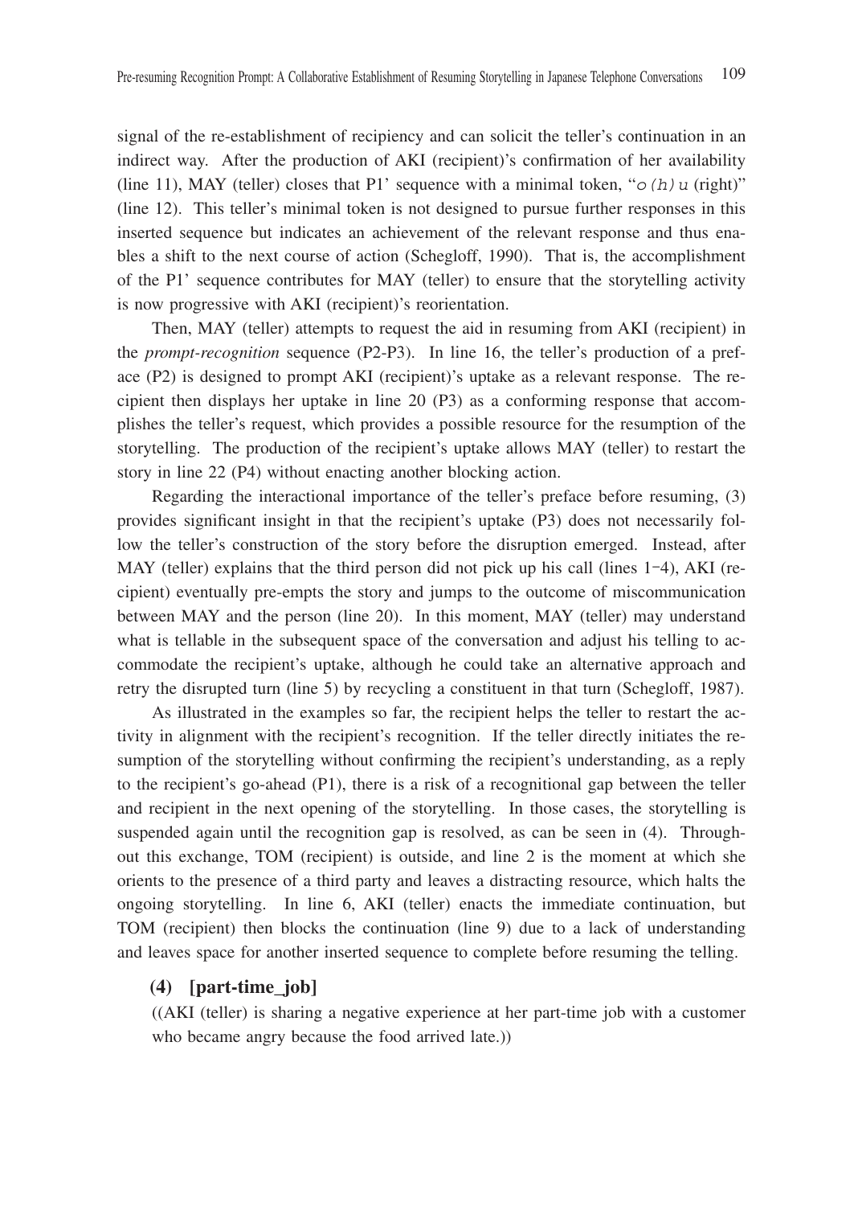signal of the re-establishment of recipiency and can solicit the teller's continuation in an indirect way. After the production of AKI (recipient)'s confirmation of her availability (line 11), MAY (teller) closes that P1' sequence with a minimal token, "o(h)u (right)" (line 12). This teller's minimal token is not designed to pursue further responses in this inserted sequence but indicates an achievement of the relevant response and thus enables a shift to the next course of action (Schegloff, 1990). That is, the accomplishment of the P1' sequence contributes for MAY (teller) to ensure that the storytelling activity is now progressive with AKI (recipient)'s reorientation.

Then, MAY (teller) attempts to request the aid in resuming from AKI (recipient) in the *prompt-recognition* sequence (P2-P3). In line 16, the teller's production of a preface (P2) is designed to prompt AKI (recipient)'s uptake as a relevant response. The recipient then displays her uptake in line 20 (P3) as a conforming response that accomplishes the teller's request, which provides a possible resource for the resumption of the storytelling. The production of the recipient's uptake allows MAY (teller) to restart the story in line 22 (P4) without enacting another blocking action.

Regarding the interactional importance of the teller's preface before resuming, (3) provides significant insight in that the recipient's uptake (P3) does not necessarily follow the teller's construction of the story before the disruption emerged. Instead, after MAY (teller) explains that the third person did not pick up his call (lines 1-4), AKI (recipient) eventually pre-empts the story and jumps to the outcome of miscommunication between MAY and the person (line 20). In this moment, MAY (teller) may understand what is tellable in the subsequent space of the conversation and adjust his telling to accommodate the recipient's uptake, although he could take an alternative approach and retry the disrupted turn (line 5) by recycling a constituent in that turn (Schegloff, 1987).

As illustrated in the examples so far, the recipient helps the teller to restart the activity in alignment with the recipient's recognition. If the teller directly initiates the resumption of the storytelling without confirming the recipient's understanding, as a reply to the recipient's go-ahead (P1), there is a risk of a recognitional gap between the teller and recipient in the next opening of the storytelling. In those cases, the storytelling is suspended again until the recognition gap is resolved, as can be seen in (4). Throughout this exchange, TOM (recipient) is outside, and line 2 is the moment at which she orients to the presence of a third party and leaves a distracting resource, which halts the ongoing storytelling. In line 6, AKI (teller) enacts the immediate continuation, but TOM (recipient) then blocks the continuation (line 9) due to a lack of understanding and leaves space for another inserted sequence to complete before resuming the telling.

**(4) [part-time_job]**

((AKI (teller) is sharing a negative experience at her part-time job with a customer who became angry because the food arrived late.))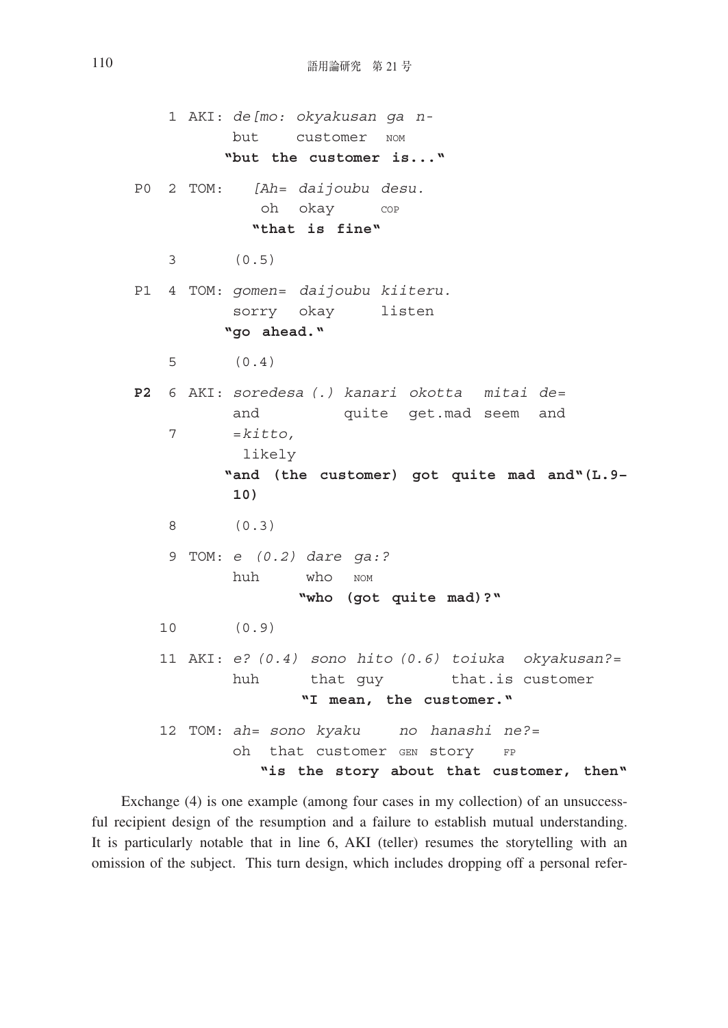```
     1 AKI: de[mo: okyakusan ga n-
            but    customer  NOM
           "but the customer is..."

P0   2 TOM:    [Ah= daijoubu desu.
                oh  okay     COP
               "that is fine"

     3         (0.5)

P1   4 TOM: gomen= daijoubu kiiteru.
            sorry  okay     listen
           "go ahead."

     5         (0.4)

P2   6 AKI: soredesa (.) kanari okotta  mitai de=
            and          quite  get.mad seem  and
     7      =kitto,
             likely
           "and (the customer) got quite mad and"(L.9-
            10)

     8         (0.3)

     9 TOM: e (0.2) dare ga:?
            huh     who  NOM
                   "who (got quite mad)?"

    10         (0.9)

    11 AKI: e? (0.4) sono hito (0.6) toiuka  okyakusan?=
            huh      that guy        that.is customer
                    "I mean, the customer."

    12 TOM: ah= sono kyaku    no hanashi ne?=
            oh  that customer GEN story   FP
              "is the story about that customer, then"
```

Exchange (4) is one example (among four cases in my collection) of an unsuccessful recipient design of the resumption and a failure to establish mutual understanding. It is particularly notable that in line 6, AKI (teller) resumes the storytelling with an omission of the subject. This turn design, which includes dropping off a personal refer-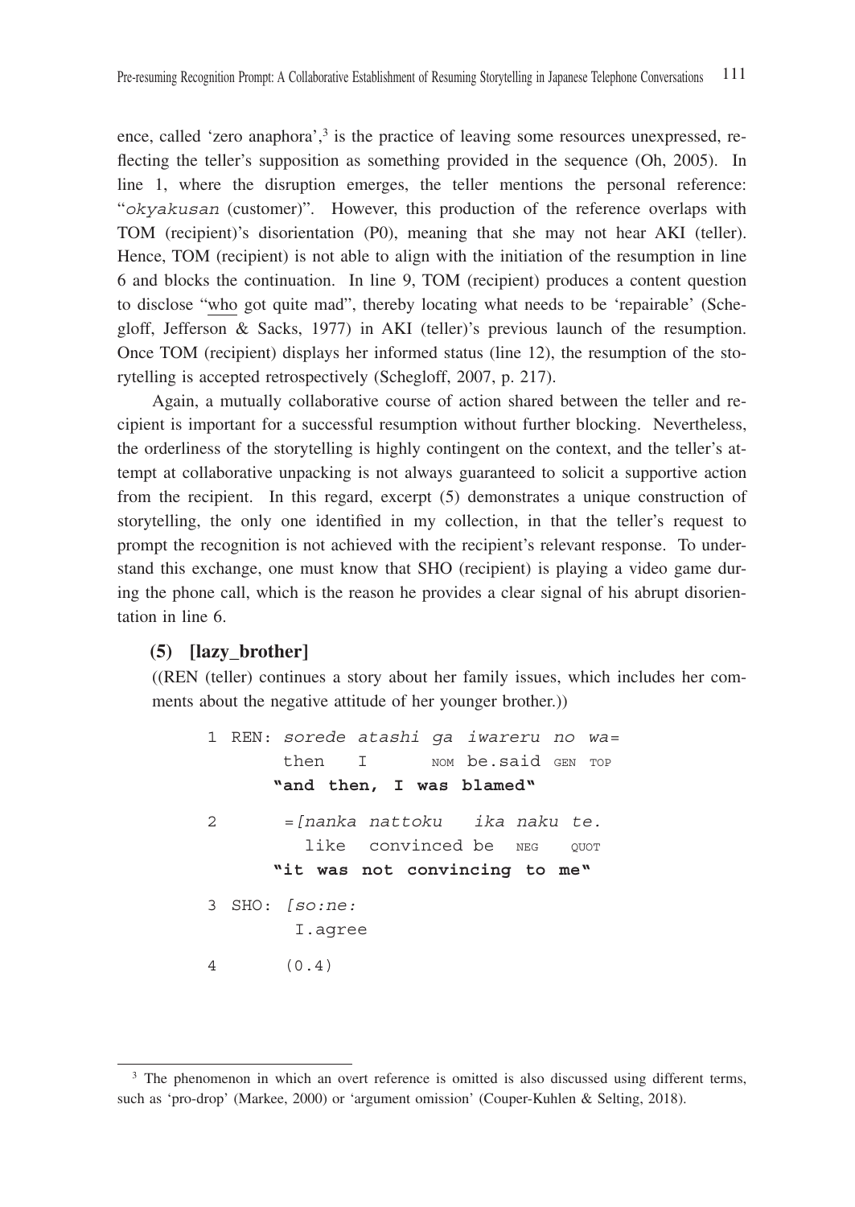ence, called 'zero anaphora',[3] is the practice of leaving some resources unexpressed, reflecting the teller's supposition as something provided in the sequence (Oh, 2005). In line 1, where the disruption emerges, the teller mentions the personal reference: "*okyakusan* (customer)". However, this production of the reference overlaps with TOM (recipient)'s disorientation (P0), meaning that she may not hear AKI (teller). Hence, TOM (recipient) is not able to align with the initiation of the resumption in line 6 and blocks the continuation. In line 9, TOM (recipient) produces a content question to disclose "<u>who</u> got quite mad", thereby locating what needs to be 'repairable' (Schegloff, Jefferson & Sacks, 1977) in AKI (teller)'s previous launch of the resumption. Once TOM (recipient) displays her informed status (line 12), the resumption of the storytelling is accepted retrospectively (Schegloff, 2007, p. 217).

Again, a mutually collaborative course of action shared between the teller and recipient is important for a successful resumption without further blocking. Nevertheless, the orderliness of the storytelling is highly contingent on the context, and the teller's attempt at collaborative unpacking is not always guaranteed to solicit a supportive action from the recipient. In this regard, excerpt (5) demonstrates a unique construction of storytelling, the only one identified in my collection, in that the teller's request to prompt the recognition is not achieved with the recipient's relevant response. To understand this exchange, one must know that SHO (recipient) is playing a video game during the phone call, which is the reason he provides a clear signal of his abrupt disorientation in line 6.

**(5) [lazy_brother]**

((REN (teller) continues a story about her family issues, which includes her comments about the negative attitude of her younger brother.))

```
1 REN: sorede atashi ga  iwareru no  wa=
       then   I      NOM be.said GEN TOP
      "and then, I was blamed"

2      =[nanka nattoku   ika naku te.
         like  convinced be  NEG  QUOT
      "it was not convincing to me"

3 SHO: [so:ne:
        I.agree

4      (0.4)
```

[3] The phenomenon in which an overt reference is omitted is also discussed using different terms, such as 'pro-drop' (Markee, 2000) or 'argument omission' (Couper-Kuhlen & Selting, 2018).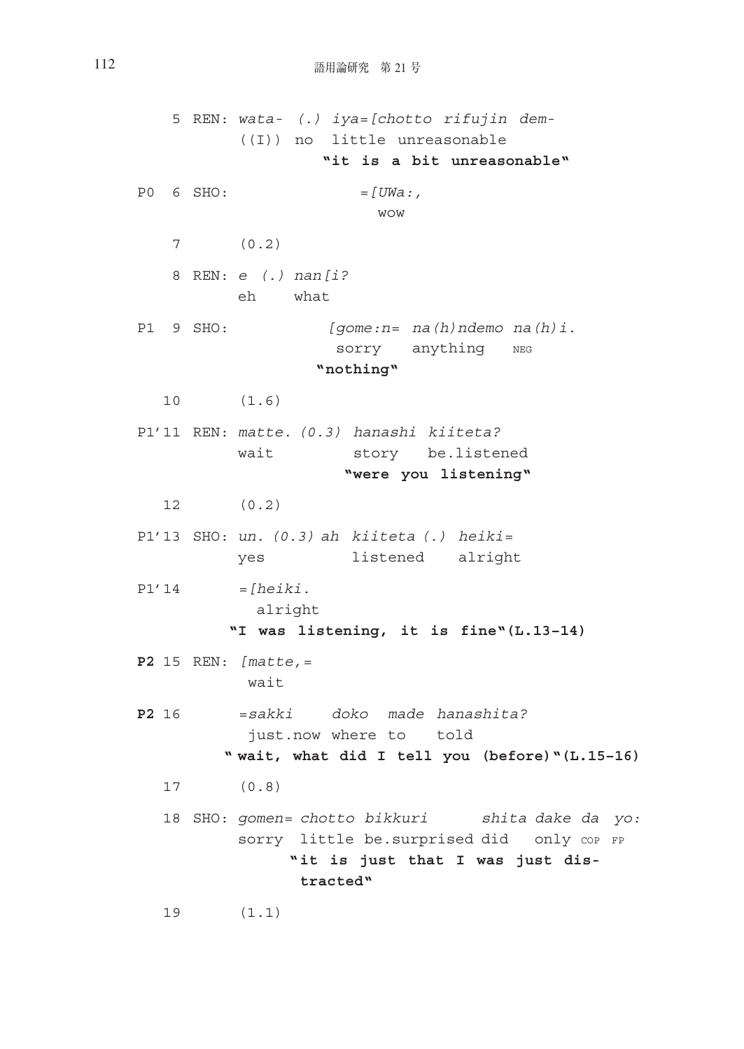```
    5 REN: wata- (.) iya=[chotto rifujin dem-
           ((I)) no  little unreasonable
                    "it is a bit unreasonable"

P0  6 SHO:               =[UWa:,
                            wow

    7      (0.2)

    8 REN: e (.) nan[i?
           eh    what

P1  9 SHO:           [gome:n= na(h)ndemo na(h)i.
                      sorry   anything   NEG
                    "nothing"

   10      (1.6)

P1'11 REN: matte. (0.3) hanashi kiiteta?
           wait         story   be.listened
                       "were you listening"

   12      (0.2)

P1'13 SHO: un. (0.3) ah kiiteta (.) heiki=
           yes          listened    alright

P1'14      =[heiki.
             alright
          "I was listening, it is fine"(L.13-14)

P2 15 REN: [matte,=
            wait

P2 16      =sakki    doko  made hanashita?
            just.now where to   told
          " wait, what did I tell you (before)"(L.15-16)

   17      (0.8)

   18 SHO: gomen= chotto bikkuri      shita dake da  yo:
           sorry  little be.surprised did   only COP FP
                 "it is just that I was just dis-
                  tracted"

   19      (1.1)
```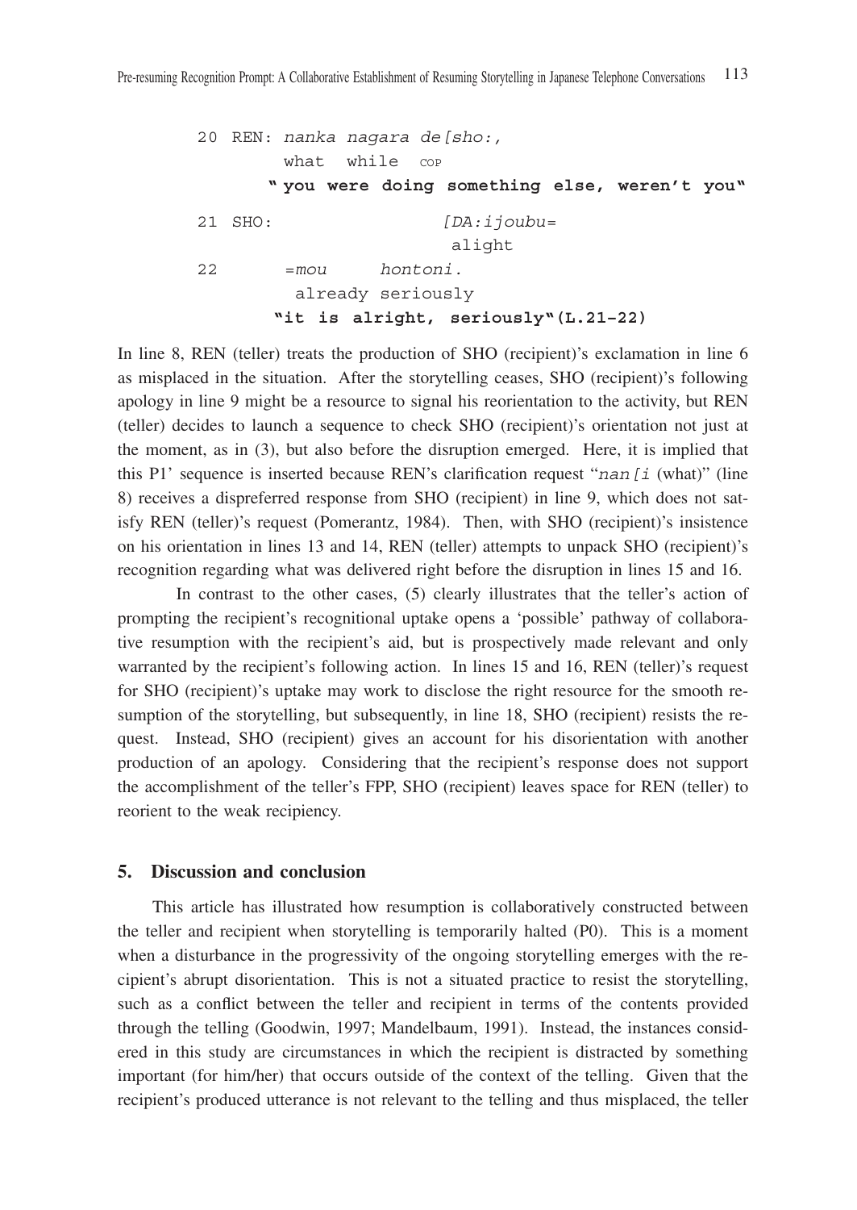```
20 REN: nanka nagara de[sho:,
        what  while  COP
       " you were doing something else, weren't you"
21 SHO:                [DA:ijoubu=
                        alight
22        =mou     hontoni.
          already seriously
        "it is alright, seriously"(L.21-22)
```

In line 8, REN (teller) treats the production of SHO (recipient)'s exclamation in line 6 as misplaced in the situation. After the storytelling ceases, SHO (recipient)'s following apology in line 9 might be a resource to signal his reorientation to the activity, but REN (teller) decides to launch a sequence to check SHO (recipient)'s orientation not just at the moment, as in (3), but also before the disruption emerged. Here, it is implied that this P1' sequence is inserted because REN's clarification request "nan[i (what)" (line 8) receives a dispreferred response from SHO (recipient) in line 9, which does not satisfy REN (teller)'s request (Pomerantz, 1984). Then, with SHO (recipient)'s insistence on his orientation in lines 13 and 14, REN (teller) attempts to unpack SHO (recipient)'s recognition regarding what was delivered right before the disruption in lines 15 and 16.

In contrast to the other cases, (5) clearly illustrates that the teller's action of prompting the recipient's recognitional uptake opens a 'possible' pathway of collaborative resumption with the recipient's aid, but is prospectively made relevant and only warranted by the recipient's following action. In lines 15 and 16, REN (teller)'s request for SHO (recipient)'s uptake may work to disclose the right resource for the smooth resumption of the storytelling, but subsequently, in line 18, SHO (recipient) resists the request. Instead, SHO (recipient) gives an account for his disorientation with another production of an apology. Considering that the recipient's response does not support the accomplishment of the teller's FPP, SHO (recipient) leaves space for REN (teller) to reorient to the weak recipiency.

## 5. Discussion and conclusion

This article has illustrated how resumption is collaboratively constructed between the teller and recipient when storytelling is temporarily halted (P0). This is a moment when a disturbance in the progressivity of the ongoing storytelling emerges with the recipient's abrupt disorientation. This is not a situated practice to resist the storytelling, such as a conflict between the teller and recipient in terms of the contents provided through the telling (Goodwin, 1997; Mandelbaum, 1991). Instead, the instances considered in this study are circumstances in which the recipient is distracted by something important (for him/her) that occurs outside of the context of the telling. Given that the recipient's produced utterance is not relevant to the telling and thus misplaced, the teller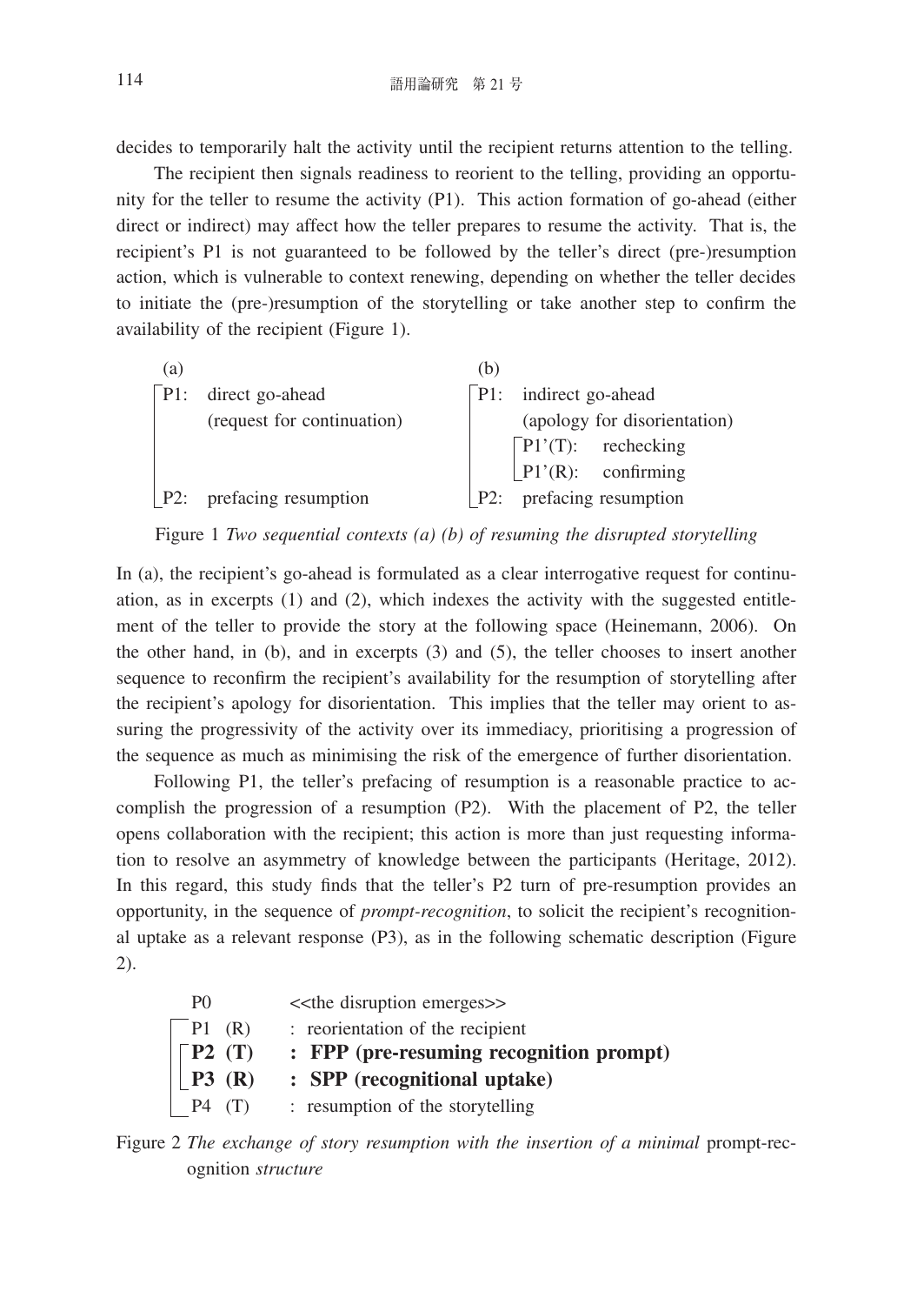decides to temporarily halt the activity until the recipient returns attention to the telling.

The recipient then signals readiness to reorient to the telling, providing an opportunity for the teller to resume the activity (P1). This action formation of go-ahead (either direct or indirect) may affect how the teller prepares to resume the activity. That is, the recipient's P1 is not guaranteed to be followed by the teller's direct (pre-)resumption action, which is vulnerable to context renewing, depending on whether the teller decides to initiate the (pre-)resumption of the storytelling or take another step to confirm the availability of the recipient (Figure 1).

```
(a)                                      (b)
┌P1:  direct go-ahead                    ┌P1:  indirect go-ahead
│     (request for continuation)         │     (apology for disorientation)
│                                        │     ┌P1'(T):  rechecking
│                                        │     └P1'(R):  confirming
└P2:  prefacing resumption               └P2:  prefacing resumption
```

Figure 1 *Two sequential contexts (a) (b) of resuming the disrupted storytelling*

In (a), the recipient's go-ahead is formulated as a clear interrogative request for continuation, as in excerpts (1) and (2), which indexes the activity with the suggested entitlement of the teller to provide the story at the following space (Heinemann, 2006). On the other hand, in (b), and in excerpts (3) and (5), the teller chooses to insert another sequence to reconfirm the recipient's availability for the resumption of storytelling after the recipient's apology for disorientation. This implies that the teller may orient to assuring the progressivity of the activity over its immediacy, prioritising a progression of the sequence as much as minimising the risk of the emergence of further disorientation.

Following P1, the teller's prefacing of resumption is a reasonable practice to accomplish the progression of a resumption (P2). With the placement of P2, the teller opens collaboration with the recipient; this action is more than just requesting information to resolve an asymmetry of knowledge between the participants (Heritage, 2012). In this regard, this study finds that the teller's P2 turn of pre-resumption provides an opportunity, in the sequence of *prompt-recognition*, to solicit the recipient's recognitional uptake as a relevant response (P3), as in the following schematic description (Figure 2).

```
 P0          <<the disruption emerges>>
┌P1  (R)     : reorientation of the recipient
│┌P2 (T)     : FPP (pre-resuming recognition prompt)
│└P3 (R)     : SPP (recognitional uptake)
└P4  (T)     : resumption of the storytelling
```

Figure 2 *The exchange of story resumption with the insertion of a minimal* prompt-recognition *structure*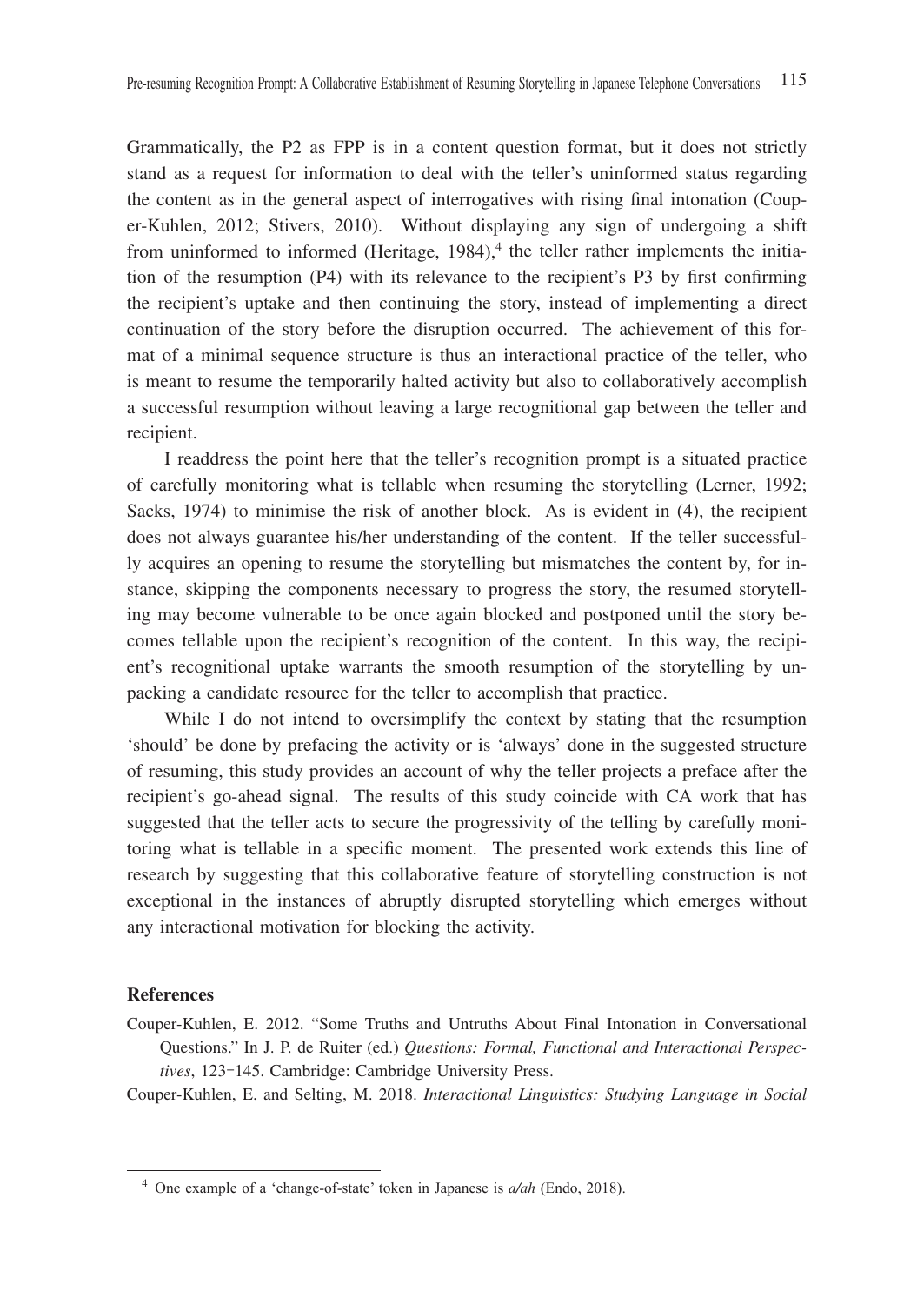Grammatically, the P2 as FPP is in a content question format, but it does not strictly stand as a request for information to deal with the teller's uninformed status regarding the content as in the general aspect of interrogatives with rising final intonation (Couper-Kuhlen, 2012; Stivers, 2010). Without displaying any sign of undergoing a shift from uninformed to informed (Heritage, 1984),[4] the teller rather implements the initiation of the resumption (P4) with its relevance to the recipient's P3 by first confirming the recipient's uptake and then continuing the story, instead of implementing a direct continuation of the story before the disruption occurred. The achievement of this format of a minimal sequence structure is thus an interactional practice of the teller, who is meant to resume the temporarily halted activity but also to collaboratively accomplish a successful resumption without leaving a large recognitional gap between the teller and recipient.

I readdress the point here that the teller's recognition prompt is a situated practice of carefully monitoring what is tellable when resuming the storytelling (Lerner, 1992; Sacks, 1974) to minimise the risk of another block. As is evident in (4), the recipient does not always guarantee his/her understanding of the content. If the teller successfully acquires an opening to resume the storytelling but mismatches the content by, for instance, skipping the components necessary to progress the story, the resumed storytelling may become vulnerable to be once again blocked and postponed until the story becomes tellable upon the recipient's recognition of the content. In this way, the recipient's recognitional uptake warrants the smooth resumption of the storytelling by unpacking a candidate resource for the teller to accomplish that practice.

While I do not intend to oversimplify the context by stating that the resumption 'should' be done by prefacing the activity or is 'always' done in the suggested structure of resuming, this study provides an account of why the teller projects a preface after the recipient's go-ahead signal. The results of this study coincide with CA work that has suggested that the teller acts to secure the progressivity of the telling by carefully monitoring what is tellable in a specific moment. The presented work extends this line of research by suggesting that this collaborative feature of storytelling construction is not exceptional in the instances of abruptly disrupted storytelling which emerges without any interactional motivation for blocking the activity.

### References

Couper-Kuhlen, E. 2012. "Some Truths and Untruths About Final Intonation in Conversational Questions." In J. P. de Ruiter (ed.) *Questions: Formal, Functional and Interactional Perspectives*, 123–145. Cambridge: Cambridge University Press.

Couper-Kuhlen, E. and Selting, M. 2018. *Interactional Linguistics: Studying Language in Social*

---

[4] One example of a 'change-of-state' token in Japanese is *a/ah* (Endo, 2018).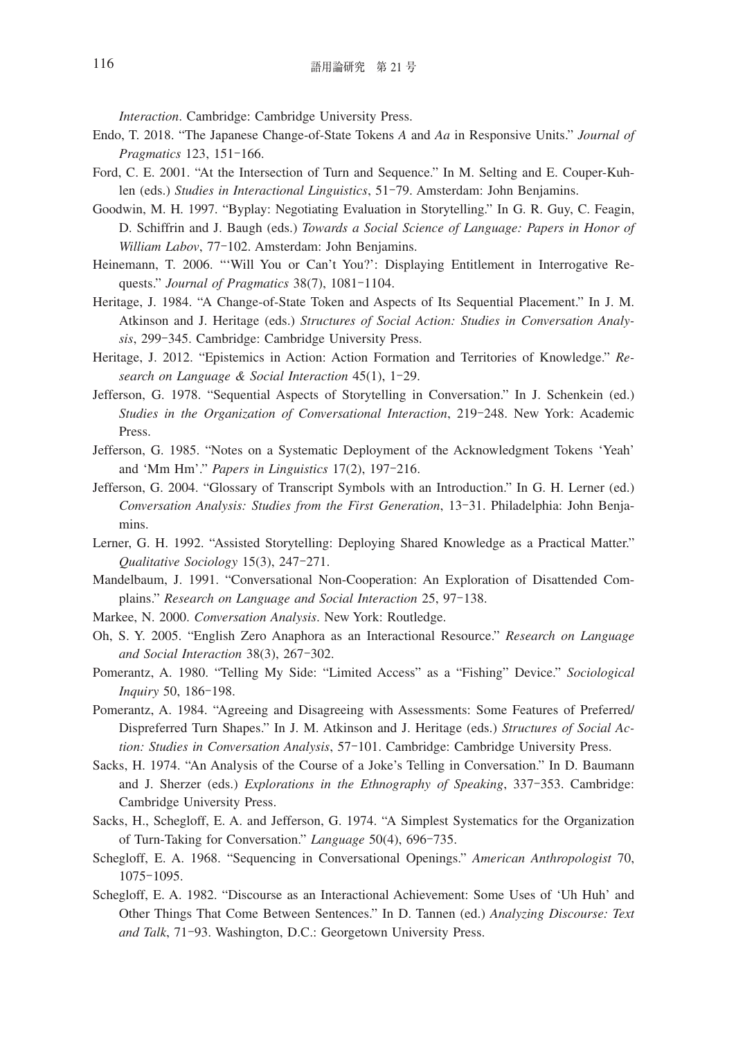*Interaction*. Cambridge: Cambridge University Press.

Endo, T. 2018. "The Japanese Change-of-State Tokens *A* and *Aa* in Responsive Units." *Journal of Pragmatics* 123, 151–166.

Ford, C. E. 2001. "At the Intersection of Turn and Sequence." In M. Selting and E. Couper-Kuhlen (eds.) *Studies in Interactional Linguistics*, 51–79. Amsterdam: John Benjamins.

Goodwin, M. H. 1997. "Byplay: Negotiating Evaluation in Storytelling." In G. R. Guy, C. Feagin, D. Schiffrin and J. Baugh (eds.) *Towards a Social Science of Language: Papers in Honor of William Labov*, 77–102. Amsterdam: John Benjamins.

Heinemann, T. 2006. "'Will You or Can't You?': Displaying Entitlement in Interrogative Requests." *Journal of Pragmatics* 38(7), 1081–1104.

Heritage, J. 1984. "A Change-of-State Token and Aspects of Its Sequential Placement." In J. M. Atkinson and J. Heritage (eds.) *Structures of Social Action: Studies in Conversation Analysis*, 299–345. Cambridge: Cambridge University Press.

Heritage, J. 2012. "Epistemics in Action: Action Formation and Territories of Knowledge." *Research on Language & Social Interaction* 45(1), 1–29.

Jefferson, G. 1978. "Sequential Aspects of Storytelling in Conversation." In J. Schenkein (ed.) *Studies in the Organization of Conversational Interaction*, 219–248. New York: Academic Press.

Jefferson, G. 1985. "Notes on a Systematic Deployment of the Acknowledgment Tokens 'Yeah' and 'Mm Hm'." *Papers in Linguistics* 17(2), 197–216.

Jefferson, G. 2004. "Glossary of Transcript Symbols with an Introduction." In G. H. Lerner (ed.) *Conversation Analysis: Studies from the First Generation*, 13–31. Philadelphia: John Benjamins.

Lerner, G. H. 1992. "Assisted Storytelling: Deploying Shared Knowledge as a Practical Matter." *Qualitative Sociology* 15(3), 247–271.

Mandelbaum, J. 1991. "Conversational Non-Cooperation: An Exploration of Disattended Complains." *Research on Language and Social Interaction* 25, 97–138.

Markee, N. 2000. *Conversation Analysis*. New York: Routledge.

Oh, S. Y. 2005. "English Zero Anaphora as an Interactional Resource." *Research on Language and Social Interaction* 38(3), 267–302.

Pomerantz, A. 1980. "Telling My Side: "Limited Access" as a "Fishing" Device." *Sociological Inquiry* 50, 186–198.

Pomerantz, A. 1984. "Agreeing and Disagreeing with Assessments: Some Features of Preferred/Dispreferred Turn Shapes." In J. M. Atkinson and J. Heritage (eds.) *Structures of Social Action: Studies in Conversation Analysis*, 57–101. Cambridge: Cambridge University Press.

Sacks, H. 1974. "An Analysis of the Course of a Joke's Telling in Conversation." In D. Baumann and J. Sherzer (eds.) *Explorations in the Ethnography of Speaking*, 337–353. Cambridge: Cambridge University Press.

Sacks, H., Schegloff, E. A. and Jefferson, G. 1974. "A Simplest Systematics for the Organization of Turn-Taking for Conversation." *Language* 50(4), 696–735.

Schegloff, E. A. 1968. "Sequencing in Conversational Openings." *American Anthropologist* 70, 1075–1095.

Schegloff, E. A. 1982. "Discourse as an Interactional Achievement: Some Uses of 'Uh Huh' and Other Things That Come Between Sentences." In D. Tannen (ed.) *Analyzing Discourse: Text and Talk*, 71–93. Washington, D.C.: Georgetown University Press.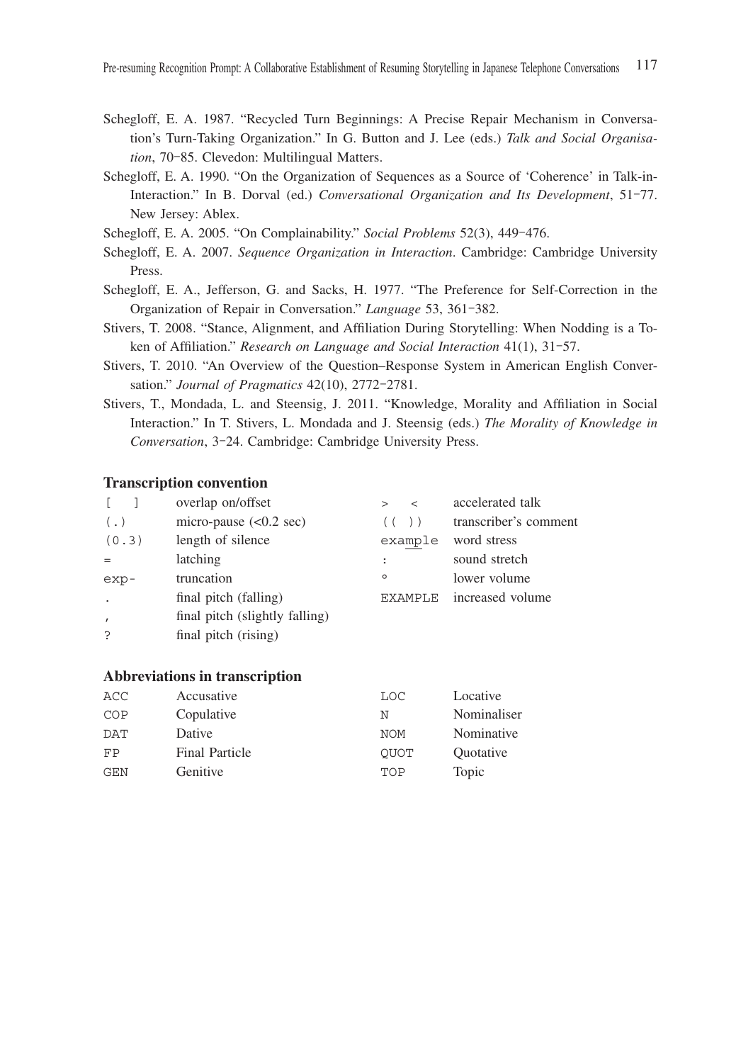Schegloff, E. A. 1987. "Recycled Turn Beginnings: A Precise Repair Mechanism in Conversation's Turn-Taking Organization." In G. Button and J. Lee (eds.) *Talk and Social Organisation*, 70–85. Clevedon: Multilingual Matters.

Schegloff, E. A. 1990. "On the Organization of Sequences as a Source of 'Coherence' in Talk-in-Interaction." In B. Dorval (ed.) *Conversational Organization and Its Development*, 51–77. New Jersey: Ablex.

Schegloff, E. A. 2005. "On Complainability." *Social Problems* 52(3), 449–476.

Schegloff, E. A. 2007. *Sequence Organization in Interaction*. Cambridge: Cambridge University Press.

Schegloff, E. A., Jefferson, G. and Sacks, H. 1977. "The Preference for Self-Correction in the Organization of Repair in Conversation." *Language* 53, 361–382.

Stivers, T. 2008. "Stance, Alignment, and Affiliation During Storytelling: When Nodding is a Token of Affiliation." *Research on Language and Social Interaction* 41(1), 31–57.

Stivers, T. 2010. "An Overview of the Question–Response System in American English Conversation." *Journal of Pragmatics* 42(10), 2772–2781.

Stivers, T., Mondada, L. and Steensig, J. 2011. "Knowledge, Morality and Affiliation in Social Interaction." In T. Stivers, L. Mondada and J. Steensig (eds.) *The Morality of Knowledge in Conversation*, 3–24. Cambridge: Cambridge University Press.

### Transcription convention

| | | | |
|---|---|---|---|
| [ ] | overlap on/offset | > < | accelerated talk |
| (.) | micro-pause (<0.2 sec) | (( )) | transcriber's comment |
| (0.3) | length of silence | exam<u>ple</u> | word stress |
| = | latching | : | sound stretch |
| exp- | truncation | ° | lower volume |
| . | final pitch (falling) | EXAMPLE | increased volume |
| , | final pitch (slightly falling) | | |
| ? | final pitch (rising) | | |

### Abbreviations in transcription

| | | | |
|---|---|---|---|
| ACC | Accusative | LOC | Locative |
| COP | Copulative | N | Nominaliser |
| DAT | Dative | NOM | Nominative |
| FP | Final Particle | QUOT | Quotative |
| GEN | Genitive | TOP | Topic |